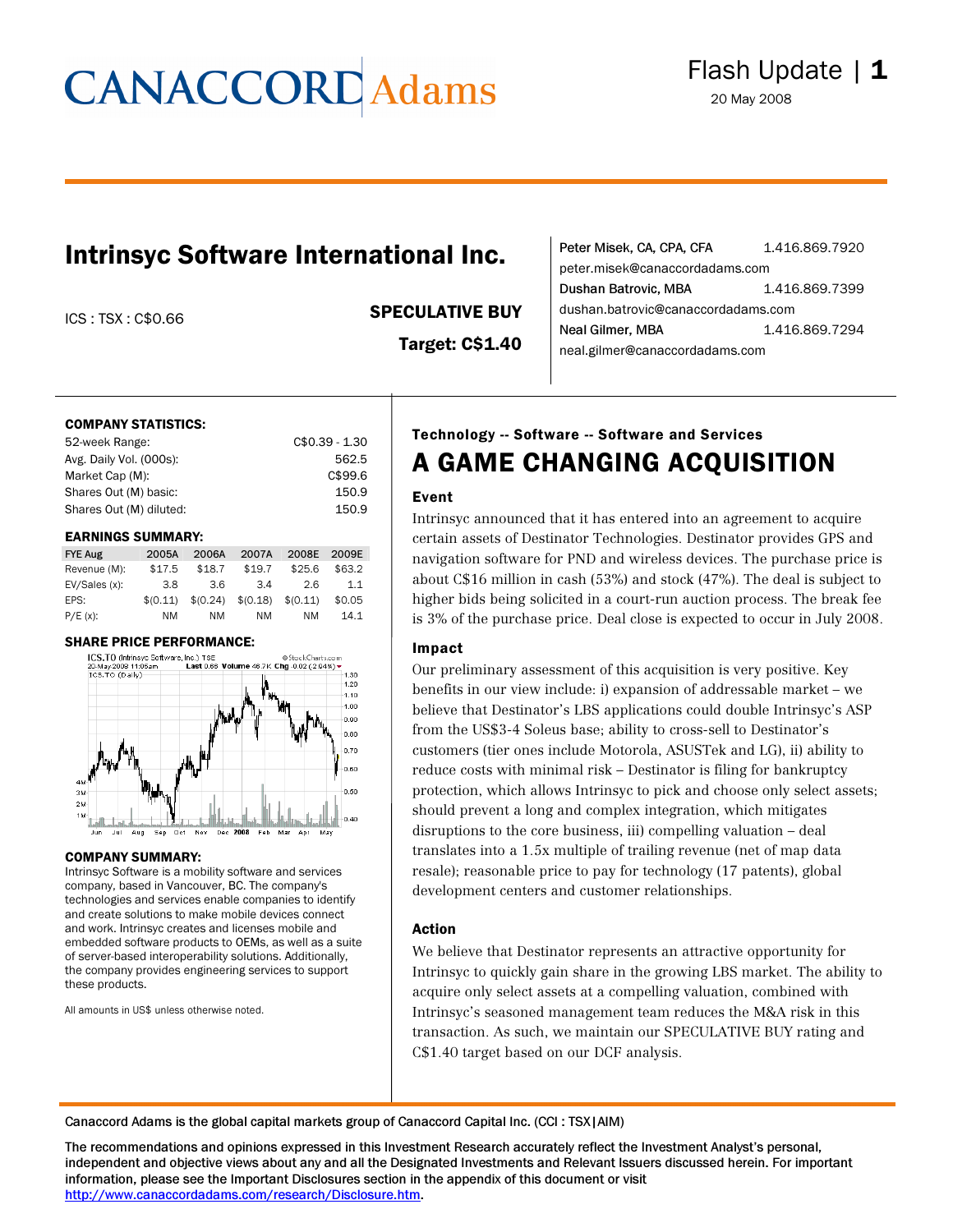# CANACCORD Adams

Flash Update | 1

20 May 2008

## Intrinsyc Software International Inc.

ICS : TSX : C$0.66

**SPECULATIVE BUY**

**Target: C$1.40**

Peter Misek, CA, CPA, CFA 1.416.869.7920
peter.misek@canaccordadams.com
Dushan Batrovic, MBA 1.416.869.7399
dushan.batrovic@canaccordadams.com
Neal Gilmer, MBA 1.416.869.7294
neal.gilmer@canaccordadams.com

### COMPANY STATISTICS:

| | |
|---|---|
| 52-week Range: | C$0.39 - 1.30 |
| Avg. Daily Vol. (000s): | 562.5 |
| Market Cap (M): | C$99.6 |
| Shares Out (M) basic: | 150.9 |
| Shares Out (M) diluted: | 150.9 |

### EARNINGS SUMMARY:

| FYE Aug | 2005A | 2006A | 2007A | 2008E | 2009E |
|---|---|---|---|---|---|
| Revenue (M): | $17.5 | $18.7 | $19.7 | $25.6 | $63.2 |
| EV/Sales (x): | 3.8 | 3.6 | 3.4 | 2.6 | 1.1 |
| EPS: | $(0.11) | $(0.24) | $(0.18) | $(0.11) | $0.05 |
| P/E (x): | NM | NM | NM | NM | 14.1 |

### SHARE PRICE PERFORMANCE:

### COMPANY SUMMARY:

Intrinsyc Software is a mobility software and services company, based in Vancouver, BC. The company's technologies and services enable companies to identify and create solutions to make mobile devices connect and work. Intrinsyc creates and licenses mobile and embedded software products to OEMs, as well as a suite of server-based interoperability solutions. Additionally, the company provides engineering services to support these products.

All amounts in US$ unless otherwise noted.

**Technology -- Software -- Software and Services**

## A GAME CHANGING ACQUISITION

### Event

Intrinsyc announced that it has entered into an agreement to acquire certain assets of Destinator Technologies. Destinator provides GPS and navigation software for PND and wireless devices. The purchase price is about C$16 million in cash (53%) and stock (47%). The deal is subject to higher bids being solicited in a court-run auction process. The break fee is 3% of the purchase price. Deal close is expected to occur in July 2008.

### Impact

Our preliminary assessment of this acquisition is very positive. Key benefits in our view include: i) expansion of addressable market – we believe that Destinator's LBS applications could double Intrinsyc's ASP from the US$3-4 Soleus base; ability to cross-sell to Destinator's customers (tier ones include Motorola, ASUSTek and LG), ii) ability to reduce costs with minimal risk – Destinator is filing for bankruptcy protection, which allows Intrinsyc to pick and choose only select assets; should prevent a long and complex integration, which mitigates disruptions to the core business, iii) compelling valuation – deal translates into a 1.5x multiple of trailing revenue (net of map data resale); reasonable price to pay for technology (17 patents), global development centers and customer relationships.

### Action

We believe that Destinator represents an attractive opportunity for Intrinsyc to quickly gain share in the growing LBS market. The ability to acquire only select assets at a compelling valuation, combined with Intrinsyc's seasoned management team reduces the M&A risk in this transaction. As such, we maintain our SPECULATIVE BUY rating and C$1.40 target based on our DCF analysis.

Canaccord Adams is the global capital markets group of Canaccord Capital Inc. (CCI : TSX|AIM)

The recommendations and opinions expressed in this Investment Research accurately reflect the Investment Analyst's personal, independent and objective views about any and all the Designated Investments and Relevant Issuers discussed herein. For important information, please see the Important Disclosures section in the appendix of this document or visit http://www.canaccordadams.com/research/Disclosure.htm.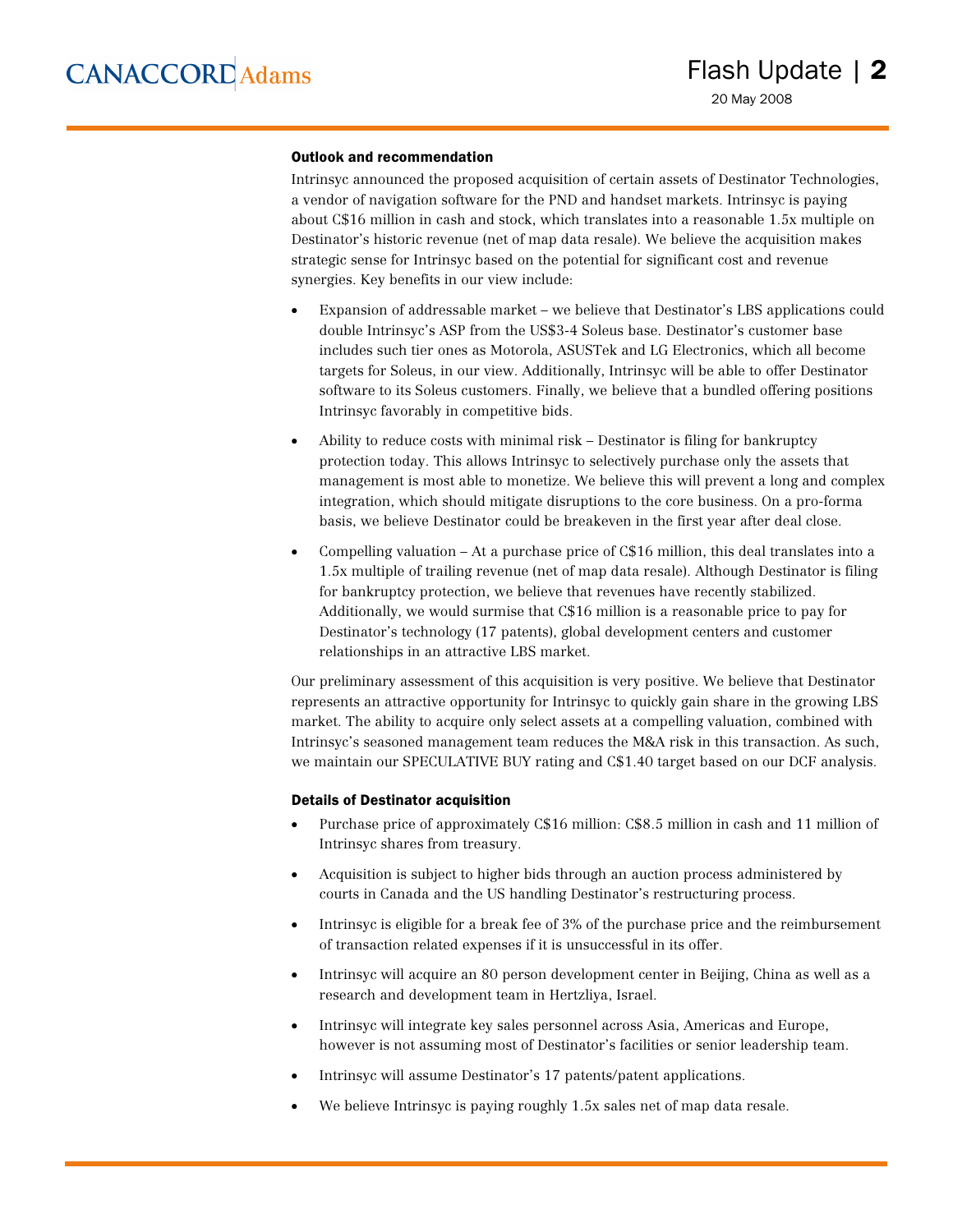### Outlook and recommendation

Intrinsyc announced the proposed acquisition of certain assets of Destinator Technologies, a vendor of navigation software for the PND and handset markets. Intrinsyc is paying about C$16 million in cash and stock, which translates into a reasonable 1.5x multiple on Destinator's historic revenue (net of map data resale). We believe the acquisition makes strategic sense for Intrinsyc based on the potential for significant cost and revenue synergies. Key benefits in our view include:

- Expansion of addressable market – we believe that Destinator's LBS applications could double Intrinsyc's ASP from the US$3-4 Soleus base. Destinator's customer base includes such tier ones as Motorola, ASUSTek and LG Electronics, which all become targets for Soleus, in our view. Additionally, Intrinsyc will be able to offer Destinator software to its Soleus customers. Finally, we believe that a bundled offering positions Intrinsyc favorably in competitive bids.
- Ability to reduce costs with minimal risk – Destinator is filing for bankruptcy protection today. This allows Intrinsyc to selectively purchase only the assets that management is most able to monetize. We believe this will prevent a long and complex integration, which should mitigate disruptions to the core business. On a pro-forma basis, we believe Destinator could be breakeven in the first year after deal close.
- Compelling valuation – At a purchase price of C$16 million, this deal translates into a 1.5x multiple of trailing revenue (net of map data resale). Although Destinator is filing for bankruptcy protection, we believe that revenues have recently stabilized. Additionally, we would surmise that C$16 million is a reasonable price to pay for Destinator's technology (17 patents), global development centers and customer relationships in an attractive LBS market.

Our preliminary assessment of this acquisition is very positive. We believe that Destinator represents an attractive opportunity for Intrinsyc to quickly gain share in the growing LBS market. The ability to acquire only select assets at a compelling valuation, combined with Intrinsyc's seasoned management team reduces the M&A risk in this transaction. As such, we maintain our SPECULATIVE BUY rating and C$1.40 target based on our DCF analysis.

### Details of Destinator acquisition

- Purchase price of approximately C$16 million: C$8.5 million in cash and 11 million of Intrinsyc shares from treasury.
- Acquisition is subject to higher bids through an auction process administered by courts in Canada and the US handling Destinator's restructuring process.
- Intrinsyc is eligible for a break fee of 3% of the purchase price and the reimbursement of transaction related expenses if it is unsuccessful in its offer.
- Intrinsyc will acquire an 80 person development center in Beijing, China as well as a research and development team in Hertzliya, Israel.
- Intrinsyc will integrate key sales personnel across Asia, Americas and Europe, however is not assuming most of Destinator's facilities or senior leadership team.
- Intrinsyc will assume Destinator's 17 patents/patent applications.
- We believe Intrinsyc is paying roughly 1.5x sales net of map data resale.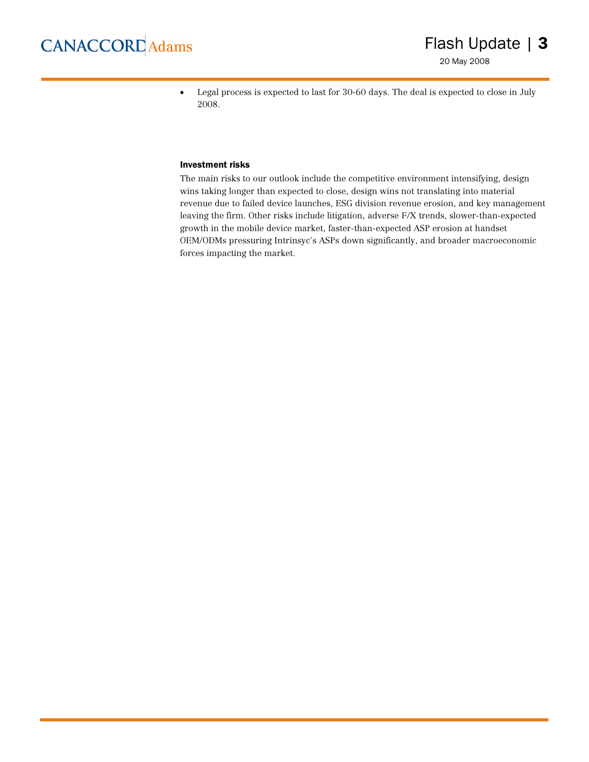- Legal process is expected to last for 30-60 days. The deal is expected to close in July 2008.

### Investment risks

The main risks to our outlook include the competitive environment intensifying, design wins taking longer than expected to close, design wins not translating into material revenue due to failed device launches, ESG division revenue erosion, and key management leaving the firm. Other risks include litigation, adverse F/X trends, slower-than-expected growth in the mobile device market, faster-than-expected ASP erosion at handset OEM/ODMs pressuring Intrinsyc's ASPs down significantly, and broader macroeconomic forces impacting the market.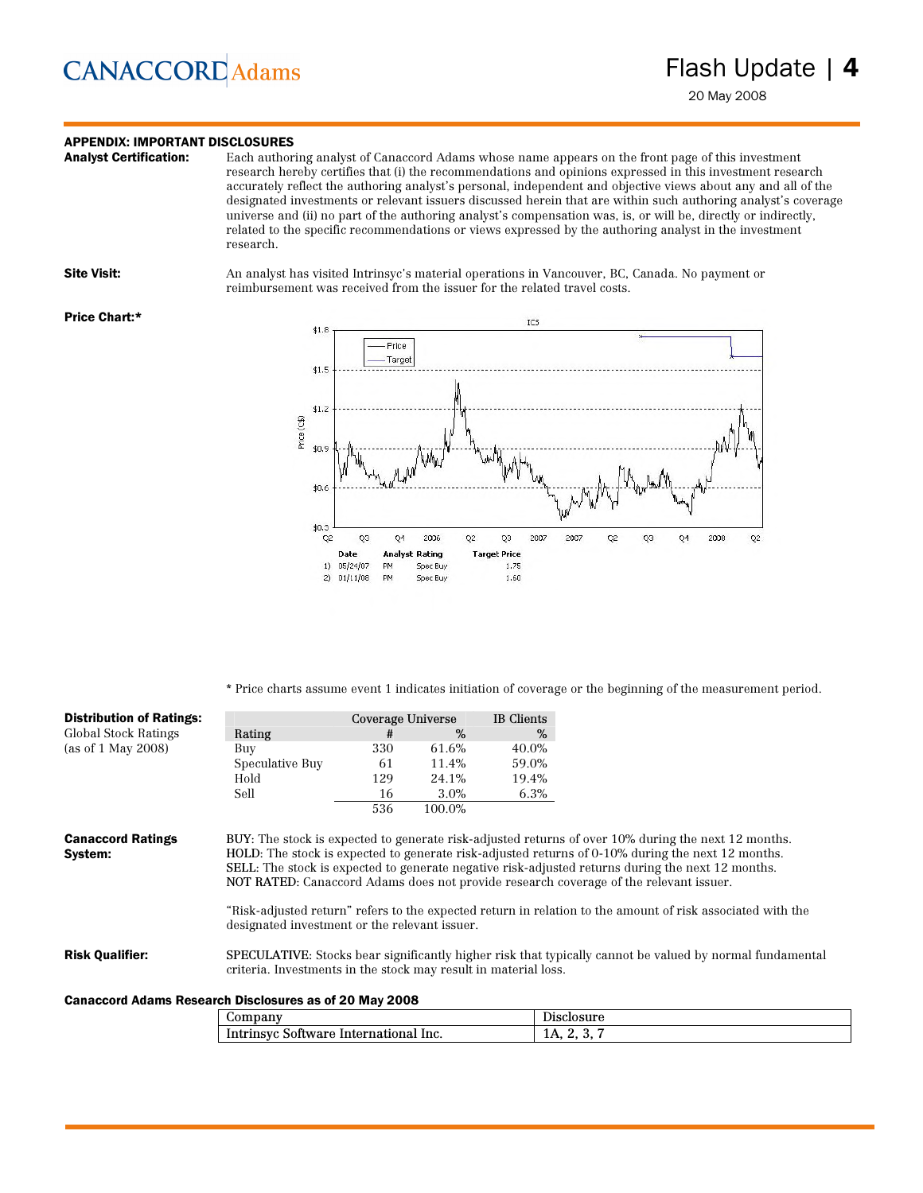## APPENDIX: IMPORTANT DISCLOSURES

**Analyst Certification:** Each authoring analyst of Canaccord Adams whose name appears on the front page of this investment research hereby certifies that (i) the recommendations and opinions expressed in this investment research accurately reflect the authoring analyst's personal, independent and objective views about any and all of the designated investments or relevant issuers discussed herein that are within such authoring analyst's coverage universe and (ii) no part of the authoring analyst's compensation was, is, or will be, directly or indirectly, related to the specific recommendations or views expressed by the authoring analyst in the investment research.

**Site Visit:** An analyst has visited Intrinsyc's material operations in Vancouver, BC, Canada. No payment or reimbursement was received from the issuer for the related travel costs.

**Price Chart:***

| | Date | Analyst | Rating | Target Price |
|---|---|---|---|---|
| 1) | 05/24/07 | PM | Spec Buy | 1.75 |
| 2) | 01/11/08 | PM | Spec Buy | 1.60 |

\* Price charts assume event 1 indicates initiation of coverage or the beginning of the measurement period.

**Distribution of Ratings:**
Global Stock Ratings
(as of 1 May 2008)

| | Coverage Universe | | IB Clients |
|---|---|---|---|
| Rating | # | % | % |
| Buy | 330 | 61.6% | 40.0% |
| Speculative Buy | 61 | 11.4% | 59.0% |
| Hold | 129 | 24.1% | 19.4% |
| Sell | 16 | 3.0% | 6.3% |
| | 536 | 100.0% | |

**Canaccord Ratings System:**

BUY: The stock is expected to generate risk-adjusted returns of over 10% during the next 12 months.
HOLD: The stock is expected to generate risk-adjusted returns of 0-10% during the next 12 months.
SELL: The stock is expected to generate negative risk-adjusted returns during the next 12 months.
NOT RATED: Canaccord Adams does not provide research coverage of the relevant issuer.

"Risk-adjusted return" refers to the expected return in relation to the amount of risk associated with the designated investment or the relevant issuer.

**Risk Qualifier:** SPECULATIVE: Stocks bear significantly higher risk that typically cannot be valued by normal fundamental criteria. Investments in the stock may result in material loss.

**Canaccord Adams Research Disclosures as of 20 May 2008**

| Company | Disclosure |
|---|---|
| Intrinsyc Software International Inc. | 1A, 2, 3, 7 |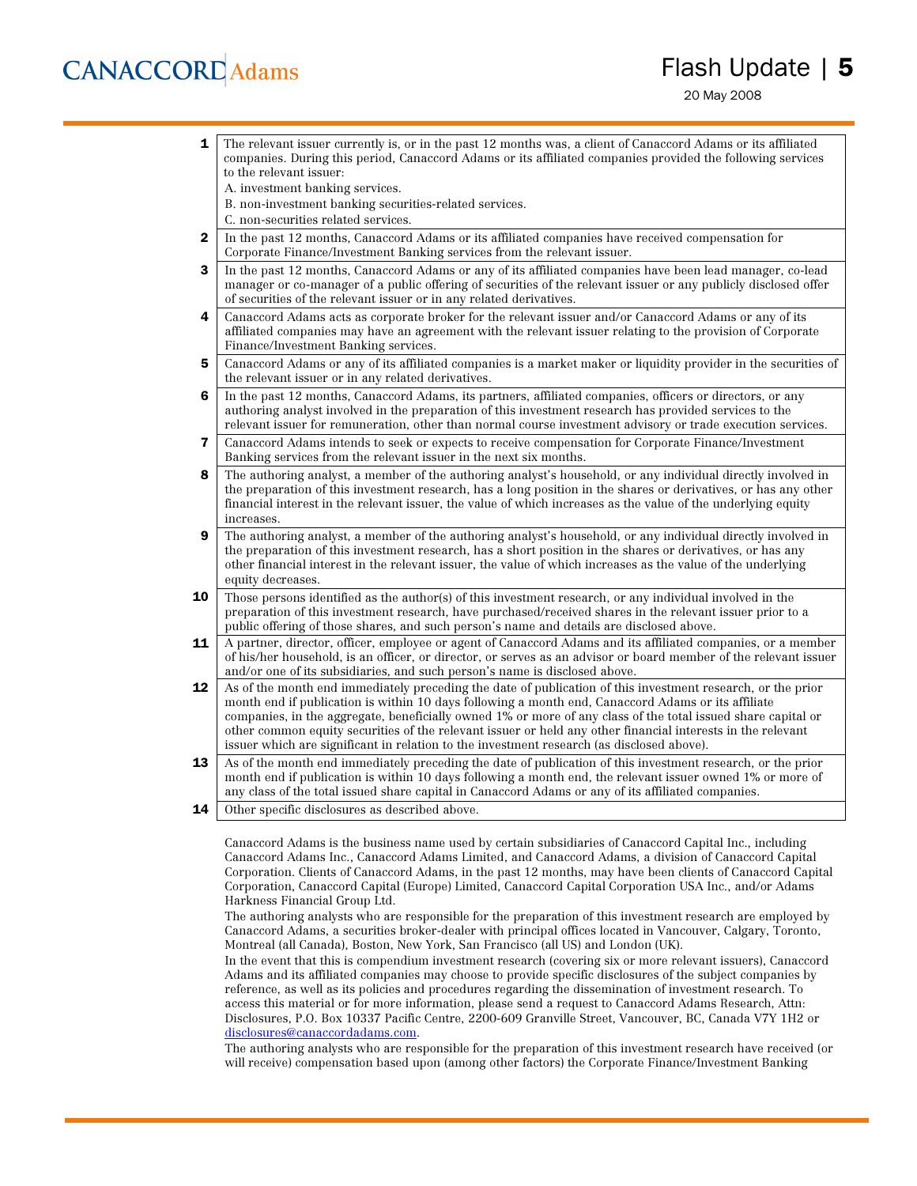| | |
|---|---|
| **1** | The relevant issuer currently is, or in the past 12 months was, a client of Canaccord Adams or its affiliated companies. During this period, Canaccord Adams or its affiliated companies provided the following services to the relevant issuer:<br>A. investment banking services.<br>B. non-investment banking securities-related services.<br>C. non-securities related services. |
| **2** | In the past 12 months, Canaccord Adams or its affiliated companies have received compensation for Corporate Finance/Investment Banking services from the relevant issuer. |
| **3** | In the past 12 months, Canaccord Adams or any of its affiliated companies have been lead manager, co-lead manager or co-manager of a public offering of securities of the relevant issuer or any publicly disclosed offer of securities of the relevant issuer or in any related derivatives. |
| **4** | Canaccord Adams acts as corporate broker for the relevant issuer and/or Canaccord Adams or any of its affiliated companies may have an agreement with the relevant issuer relating to the provision of Corporate Finance/Investment Banking services. |
| **5** | Canaccord Adams or any of its affiliated companies is a market maker or liquidity provider in the securities of the relevant issuer or in any related derivatives. |
| **6** | In the past 12 months, Canaccord Adams, its partners, affiliated companies, officers or directors, or any authoring analyst involved in the preparation of this investment research has provided services to the relevant issuer for remuneration, other than normal course investment advisory or trade execution services. |
| **7** | Canaccord Adams intends to seek or expects to receive compensation for Corporate Finance/Investment Banking services from the relevant issuer in the next six months. |
| **8** | The authoring analyst, a member of the authoring analyst's household, or any individual directly involved in the preparation of this investment research, has a long position in the shares or derivatives, or has any other financial interest in the relevant issuer, the value of which increases as the value of the underlying equity increases. |
| **9** | The authoring analyst, a member of the authoring analyst's household, or any individual directly involved in the preparation of this investment research, has a short position in the shares or derivatives, or has any other financial interest in the relevant issuer, the value of which increases as the value of the underlying equity decreases. |
| **10** | Those persons identified as the author(s) of this investment research, or any individual involved in the preparation of this investment research, have purchased/received shares in the relevant issuer prior to a public offering of those shares, and such person's name and details are disclosed above. |
| **11** | A partner, director, officer, employee or agent of Canaccord Adams and its affiliated companies, or a member of his/her household, is an officer, or director, or serves as an advisor or board member of the relevant issuer and/or one of its subsidiaries, and such person's name and details are disclosed above. |
| **12** | As of the month end immediately preceding the date of publication of this investment research, or the prior month end if publication is within 10 days following a month end, Canaccord Adams or its affiliate companies, in the aggregate, beneficially owned 1% or more of any class of the total issued share capital or other common equity securities of the relevant issuer or held any other financial interests in the relevant issuer which are significant in relation to the investment research (as disclosed above). |
| **13** | As of the month end immediately preceding the date of publication of this investment research, or the prior month end if publication is within 10 days following a month end, the relevant issuer owned 1% or more of any class of the total issued share capital in Canaccord Adams or any of its affiliated companies. |
| **14** | Other specific disclosures as described above. |

Canaccord Adams is the business name used by certain subsidiaries of Canaccord Capital Inc., including Canaccord Adams Inc., Canaccord Adams Limited, and Canaccord Adams, a division of Canaccord Capital Corporation. Clients of Canaccord Adams, in the past 12 months, may have been clients of Canaccord Capital Corporation, Canaccord Capital (Europe) Limited, Canaccord Capital Corporation USA Inc., and/or Adams Harkness Financial Group Ltd.

The authoring analysts who are responsible for the preparation of this investment research are employed by Canaccord Adams, a securities broker-dealer with principal offices located in Vancouver, Calgary, Toronto, Montreal (all Canada), Boston, New York, San Francisco (all US) and London (UK).

In the event that this is compendium investment research (covering six or more relevant issuers), Canaccord Adams and its affiliated companies may choose to provide specific disclosures of the subject companies by reference, as well as its policies and procedures regarding the dissemination of investment research. To access this material or for more information, please send a request to Canaccord Adams Research, Attn: Disclosures, P.O. Box 10337 Pacific Centre, 2200-609 Granville Street, Vancouver, BC, Canada V7Y 1H2 or disclosures@canaccordadams.com.

The authoring analysts who are responsible for the preparation of this investment research have received (or will receive) compensation based upon (among other factors) the Corporate Finance/Investment Banking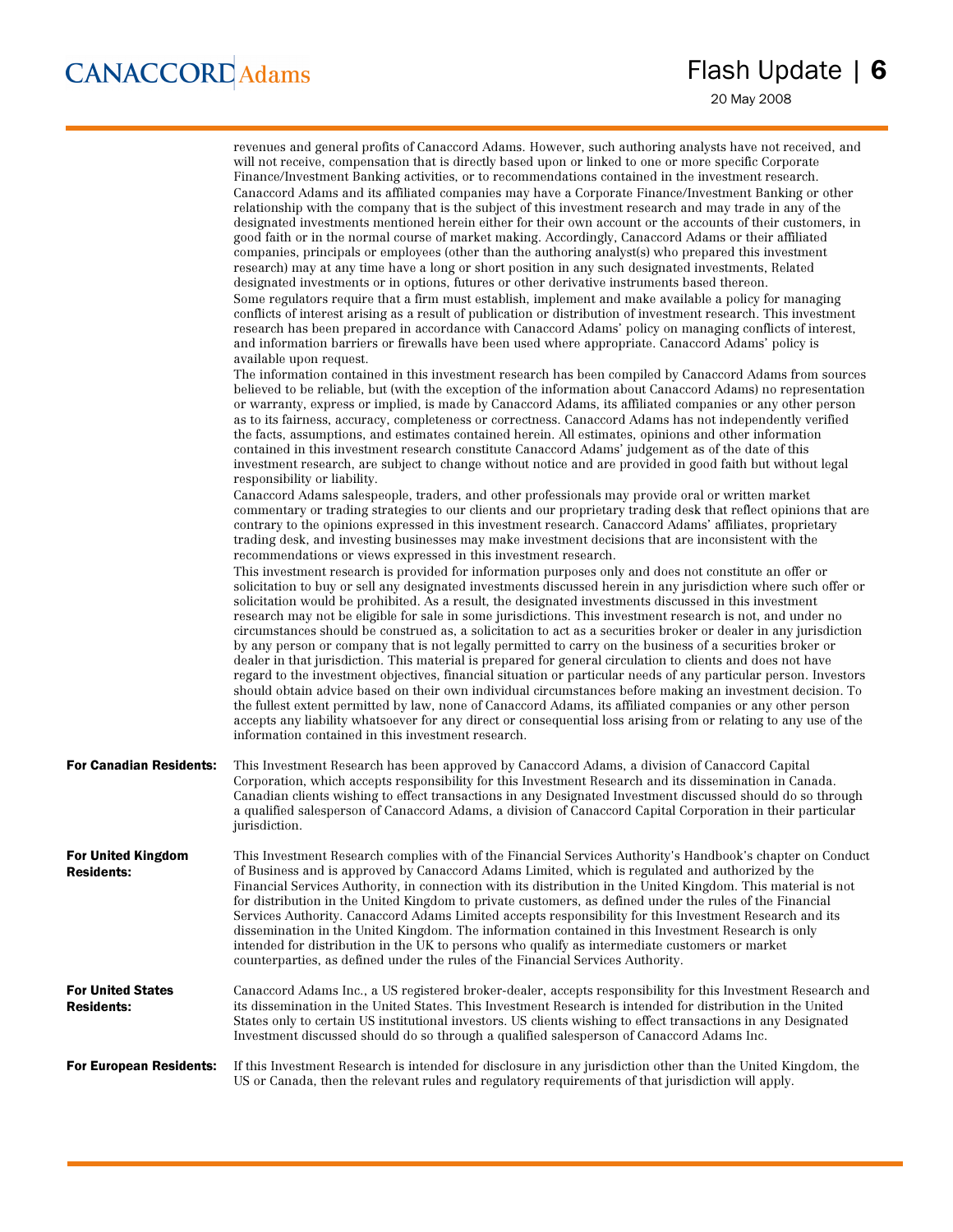revenues and general profits of Canaccord Adams. However, such authoring analysts have not received, and will not receive, compensation that is directly based upon or linked to one or more specific Corporate Finance/Investment Banking activities, or to recommendations contained in the investment research.

Canaccord Adams and its affiliated companies may have a Corporate Finance/Investment Banking or other relationship with the company that is the subject of this investment research and may trade in any of the designated investments mentioned herein either for their own account or the accounts of their customers, in good faith or in the normal course of market making. Accordingly, Canaccord Adams or their affiliated companies, principals or employees (other than the authoring analyst(s) who prepared this investment research) may at any time have a long or short position in any such designated investments, Related designated investments or in options, futures or other derivative instruments based thereon.

Some regulators require that a firm must establish, implement and make available a policy for managing conflicts of interest arising as a result of publication or distribution of investment research. This investment research has been prepared in accordance with Canaccord Adams' policy on managing conflicts of interest, and information barriers or firewalls have been used where appropriate. Canaccord Adams' policy is available upon request.

The information contained in this investment research has been compiled by Canaccord Adams from sources believed to be reliable, but (with the exception of the information about Canaccord Adams) no representation or warranty, express or implied, is made by Canaccord Adams, its affiliated companies or any other person as to its fairness, accuracy, completeness or correctness. Canaccord Adams has not independently verified the facts, assumptions, and estimates contained herein. All estimates, opinions and other information contained in this investment research constitute Canaccord Adams' judgement as of the date of this investment research, are subject to change without notice and are provided in good faith but without legal responsibility or liability.

Canaccord Adams salespeople, traders, and other professionals may provide oral or written market commentary or trading strategies to our clients and our proprietary trading desk that reflect opinions that are contrary to the opinions expressed in this investment research. Canaccord Adams' affiliates, proprietary trading desk, and investing businesses may make investment decisions that are inconsistent with the recommendations or views expressed in this investment research.

This investment research is provided for information purposes only and does not constitute an offer or solicitation to buy or sell any designated investments discussed herein in any jurisdiction where such offer or solicitation would be prohibited. As a result, the designated investments discussed in this investment research may not be eligible for sale in some jurisdictions. This investment research is not, and under no circumstances should be construed as, a solicitation to act as a securities broker or dealer in any jurisdiction by any person or company that is not legally permitted to carry on the business of a securities broker or dealer in that jurisdiction. This material is prepared for general circulation to clients and does not have regard to the investment objectives, financial situation or particular needs of any particular person. Investors should obtain advice based on their own individual circumstances before making an investment decision. To the fullest extent permitted by law, none of Canaccord Adams, its affiliated companies or any other person accepts any liability whatsoever for any direct or consequential loss arising from or relating to any use of the information contained in this investment research.

**For Canadian Residents:** This Investment Research has been approved by Canaccord Adams, a division of Canaccord Capital Corporation, which accepts responsibility for this Investment Research and its dissemination in Canada. Canadian clients wishing to effect transactions in any Designated Investment discussed should do so through a qualified salesperson of Canaccord Adams, a division of Canaccord Capital Corporation in their particular jurisdiction.

**For United Kingdom Residents:** This Investment Research complies with of the Financial Services Authority's Handbook's chapter on Conduct of Business and is approved by Canaccord Adams Limited, which is regulated and authorized by the Financial Services Authority, in connection with its distribution in the United Kingdom. This material is not for distribution in the United Kingdom to private customers, as defined under the rules of the Financial Services Authority. Canaccord Adams Limited accepts responsibility for this Investment Research and its dissemination in the United Kingdom. The information contained in this Investment Research is only intended for distribution in the UK to persons who qualify as intermediate customers or market counterparties, as defined under the rules of the Financial Services Authority.

**For United States Residents:** Canaccord Adams Inc., a US registered broker-dealer, accepts responsibility for this Investment Research and its dissemination in the United States. This Investment Research is intended for distribution in the United States only to certain US institutional investors. US clients wishing to effect transactions in any Designated Investment discussed should do so through a qualified salesperson of Canaccord Adams Inc.

**For European Residents:** If this Investment Research is intended for disclosure in any jurisdiction other than the United Kingdom, the US or Canada, then the relevant rules and regulatory requirements of that jurisdiction will apply.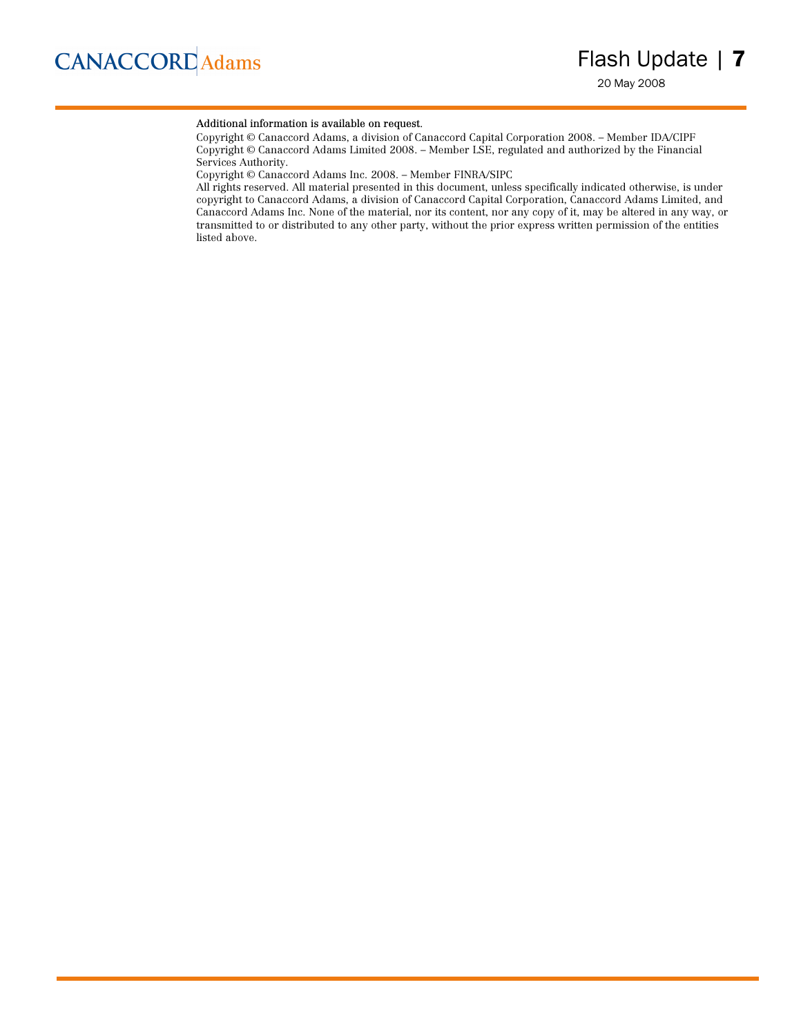**Additional information is available on request.**

Copyright © Canaccord Adams, a division of Canaccord Capital Corporation 2008. – Member IDA/CIPF
Copyright © Canaccord Adams Limited 2008. – Member LSE, regulated and authorized by the Financial Services Authority.
Copyright © Canaccord Adams Inc. 2008. – Member FINRA/SIPC
All rights reserved. All material presented in this document, unless specifically indicated otherwise, is under copyright to Canaccord Adams, a division of Canaccord Capital Corporation, Canaccord Adams Limited, and Canaccord Adams Inc. None of the material, nor its content, nor any copy of it, may be altered in any way, or transmitted to or distributed to any other party, without the prior express written permission of the entities listed above.